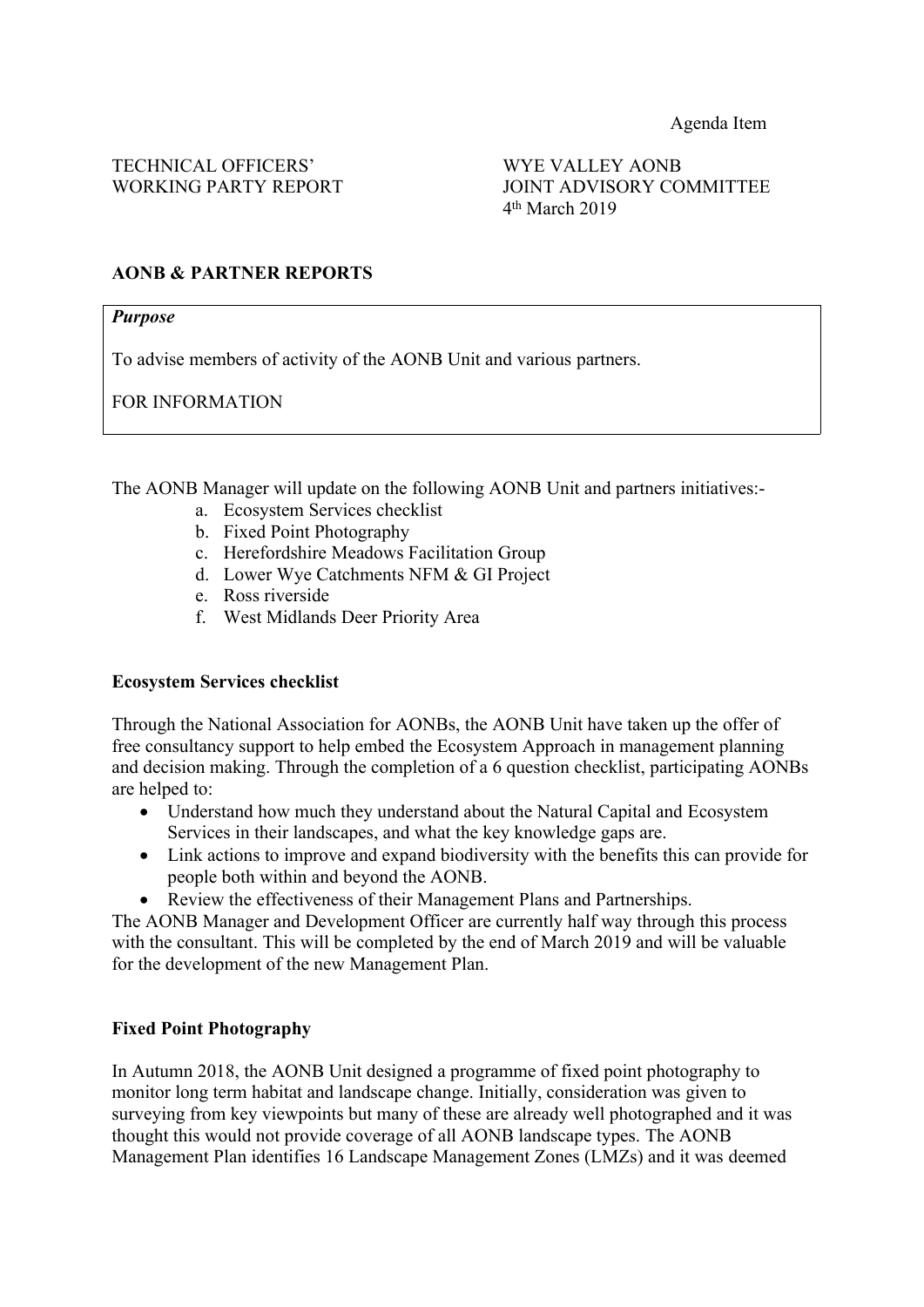Agenda Item

TECHNICAL OFFICERS' WORKING PARTY REPORT

WYE VALLEY AONB JOINT ADVISORY COMMITTEE
4th March 2019

**AONB & PARTNER REPORTS**

***Purpose***

To advise members of activity of the AONB Unit and various partners.

FOR INFORMATION

The AONB Manager will update on the following AONB Unit and partners initiatives:-

a. Ecosystem Services checklist
b. Fixed Point Photography
c. Herefordshire Meadows Facilitation Group
d. Lower Wye Catchments NFM & GI Project
e. Ross riverside
f. West Midlands Deer Priority Area

**Ecosystem Services checklist**

Through the National Association for AONBs, the AONB Unit have taken up the offer of free consultancy support to help embed the Ecosystem Approach in management planning and decision making. Through the completion of a 6 question checklist, participating AONBs are helped to:

- Understand how much they understand about the Natural Capital and Ecosystem Services in their landscapes, and what the key knowledge gaps are.
- Link actions to improve and expand biodiversity with the benefits this can provide for people both within and beyond the AONB.
- Review the effectiveness of their Management Plans and Partnerships.

The AONB Manager and Development Officer are currently half way through this process with the consultant. This will be completed by the end of March 2019 and will be valuable for the development of the new Management Plan.

**Fixed Point Photography**

In Autumn 2018, the AONB Unit designed a programme of fixed point photography to monitor long term habitat and landscape change. Initially, consideration was given to surveying from key viewpoints but many of these are already well photographed and it was thought this would not provide coverage of all AONB landscape types. The AONB Management Plan identifies 16 Landscape Management Zones (LMZs) and it was deemed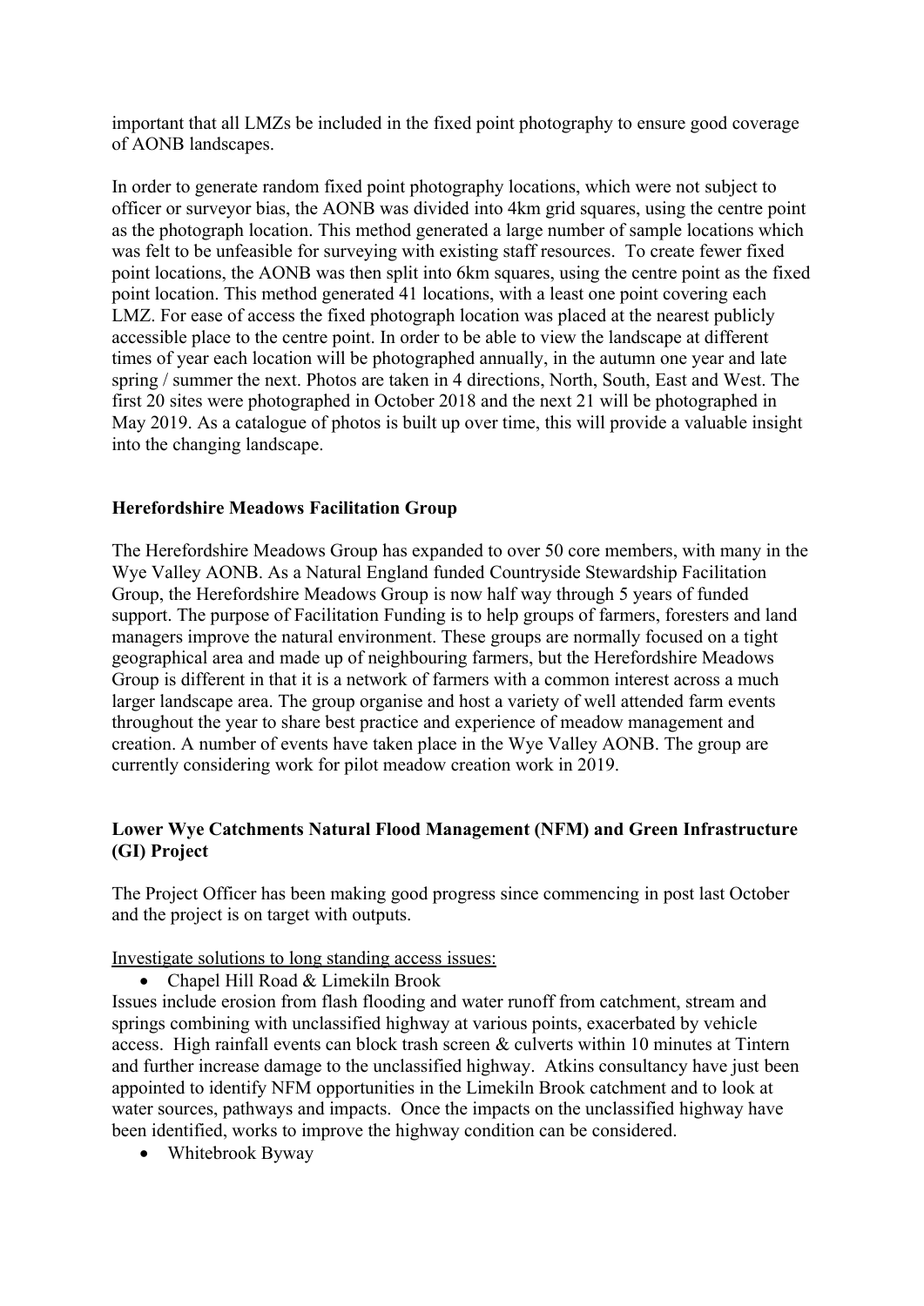important that all LMZs be included in the fixed point photography to ensure good coverage of AONB landscapes.

In order to generate random fixed point photography locations, which were not subject to officer or surveyor bias, the AONB was divided into 4km grid squares, using the centre point as the photograph location. This method generated a large number of sample locations which was felt to be unfeasible for surveying with existing staff resources. To create fewer fixed point locations, the AONB was then split into 6km squares, using the centre point as the fixed point location. This method generated 41 locations, with a least one point covering each LMZ. For ease of access the fixed photograph location was placed at the nearest publicly accessible place to the centre point. In order to be able to view the landscape at different times of year each location will be photographed annually, in the autumn one year and late spring / summer the next. Photos are taken in 4 directions, North, South, East and West. The first 20 sites were photographed in October 2018 and the next 21 will be photographed in May 2019. As a catalogue of photos is built up over time, this will provide a valuable insight into the changing landscape.

**Herefordshire Meadows Facilitation Group**

The Herefordshire Meadows Group has expanded to over 50 core members, with many in the Wye Valley AONB. As a Natural England funded Countryside Stewardship Facilitation Group, the Herefordshire Meadows Group is now half way through 5 years of funded support. The purpose of Facilitation Funding is to help groups of farmers, foresters and land managers improve the natural environment. These groups are normally focused on a tight geographical area and made up of neighbouring farmers, but the Herefordshire Meadows Group is different in that it is a network of farmers with a common interest across a much larger landscape area. The group organise and host a variety of well attended farm events throughout the year to share best practice and experience of meadow management and creation. A number of events have taken place in the Wye Valley AONB. The group are currently considering work for pilot meadow creation work in 2019.

**Lower Wye Catchments Natural Flood Management (NFM) and Green Infrastructure (GI) Project**

The Project Officer has been making good progress since commencing in post last October and the project is on target with outputs.

Investigate solutions to long standing access issues:

- Chapel Hill Road & Limekiln Brook

Issues include erosion from flash flooding and water runoff from catchment, stream and springs combining with unclassified highway at various points, exacerbated by vehicle access. High rainfall events can block trash screen & culverts within 10 minutes at Tintern and further increase damage to the unclassified highway. Atkins consultancy have just been appointed to identify NFM opportunities in the Limekiln Brook catchment and to look at water sources, pathways and impacts. Once the impacts on the unclassified highway have been identified, works to improve the highway condition can be considered.

- Whitebrook Byway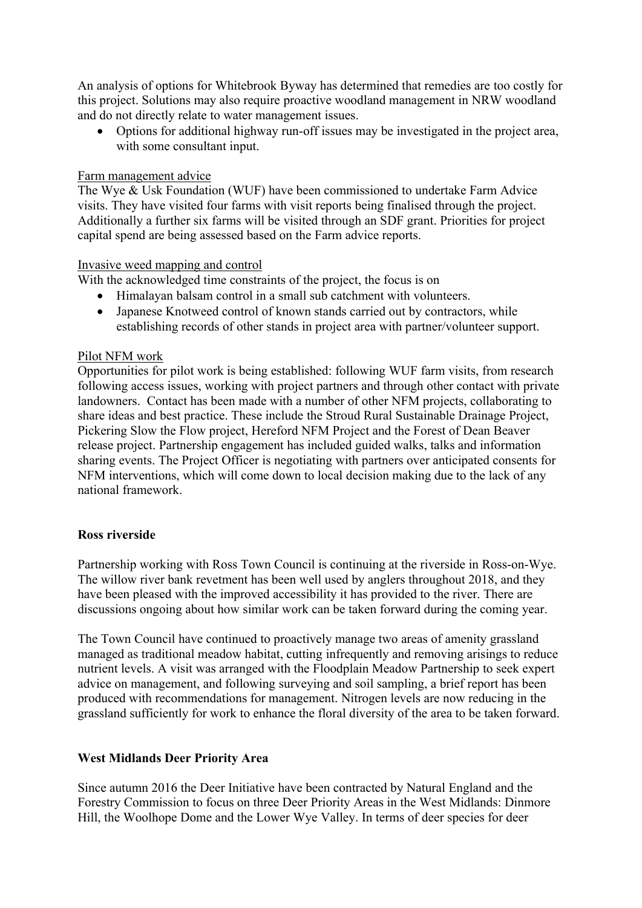An analysis of options for Whitebrook Byway has determined that remedies are too costly for this project. Solutions may also require proactive woodland management in NRW woodland and do not directly relate to water management issues.

- Options for additional highway run-off issues may be investigated in the project area, with some consultant input.

Farm management advice

The Wye & Usk Foundation (WUF) have been commissioned to undertake Farm Advice visits. They have visited four farms with visit reports being finalised through the project. Additionally a further six farms will be visited through an SDF grant. Priorities for project capital spend are being assessed based on the Farm advice reports.

Invasive weed mapping and control

With the acknowledged time constraints of the project, the focus is on

- Himalayan balsam control in a small sub catchment with volunteers.
- Japanese Knotweed control of known stands carried out by contractors, while establishing records of other stands in project area with partner/volunteer support.

Pilot NFM work

Opportunities for pilot work is being established: following WUF farm visits, from research following access issues, working with project partners and through other contact with private landowners. Contact has been made with a number of other NFM projects, collaborating to share ideas and best practice. These include the Stroud Rural Sustainable Drainage Project, Pickering Slow the Flow project, Hereford NFM Project and the Forest of Dean Beaver release project. Partnership engagement has included guided walks, talks and information sharing events. The Project Officer is negotiating with partners over anticipated consents for NFM interventions, which will come down to local decision making due to the lack of any national framework.

**Ross riverside**

Partnership working with Ross Town Council is continuing at the riverside in Ross-on-Wye. The willow river bank revetment has been well used by anglers throughout 2018, and they have been pleased with the improved accessibility it has provided to the river. There are discussions ongoing about how similar work can be taken forward during the coming year.

The Town Council have continued to proactively manage two areas of amenity grassland managed as traditional meadow habitat, cutting infrequently and removing arisings to reduce nutrient levels. A visit was arranged with the Floodplain Meadow Partnership to seek expert advice on management, and following surveying and soil sampling, a brief report has been produced with recommendations for management. Nitrogen levels are now reducing in the grassland sufficiently for work to enhance the floral diversity of the area to be taken forward.

**West Midlands Deer Priority Area**

Since autumn 2016 the Deer Initiative have been contracted by Natural England and the Forestry Commission to focus on three Deer Priority Areas in the West Midlands: Dinmore Hill, the Woolhope Dome and the Lower Wye Valley. In terms of deer species for deer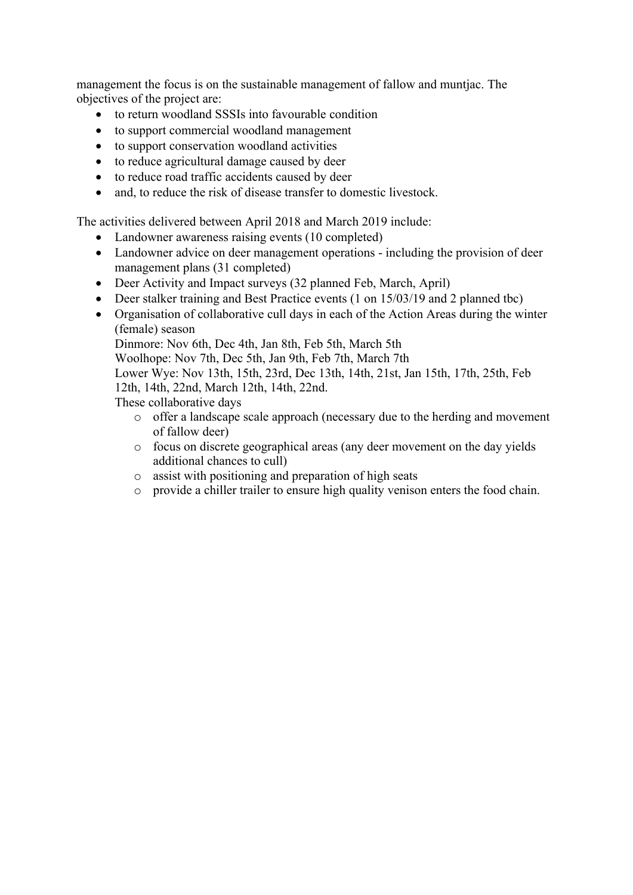management the focus is on the sustainable management of fallow and muntjac. The objectives of the project are:

- to return woodland SSSIs into favourable condition
- to support commercial woodland management
- to support conservation woodland activities
- to reduce agricultural damage caused by deer
- to reduce road traffic accidents caused by deer
- and, to reduce the risk of disease transfer to domestic livestock.

The activities delivered between April 2018 and March 2019 include:

- Landowner awareness raising events (10 completed)
- Landowner advice on deer management operations - including the provision of deer management plans (31 completed)
- Deer Activity and Impact surveys (32 planned Feb, March, April)
- Deer stalker training and Best Practice events (1 on 15/03/19 and 2 planned tbc)
- Organisation of collaborative cull days in each of the Action Areas during the winter (female) season
  Dinmore: Nov 6th, Dec 4th, Jan 8th, Feb 5th, March 5th
  Woolhope: Nov 7th, Dec 5th, Jan 9th, Feb 7th, March 7th
  Lower Wye: Nov 13th, 15th, 23rd, Dec 13th, 14th, 21st, Jan 15th, 17th, 25th, Feb 12th, 14th, 22nd, March 12th, 14th, 22nd.
  These collaborative days
    - offer a landscape scale approach (necessary due to the herding and movement of fallow deer)
    - focus on discrete geographical areas (any deer movement on the day yields additional chances to cull)
    - assist with positioning and preparation of high seats
    - provide a chiller trailer to ensure high quality venison enters the food chain.